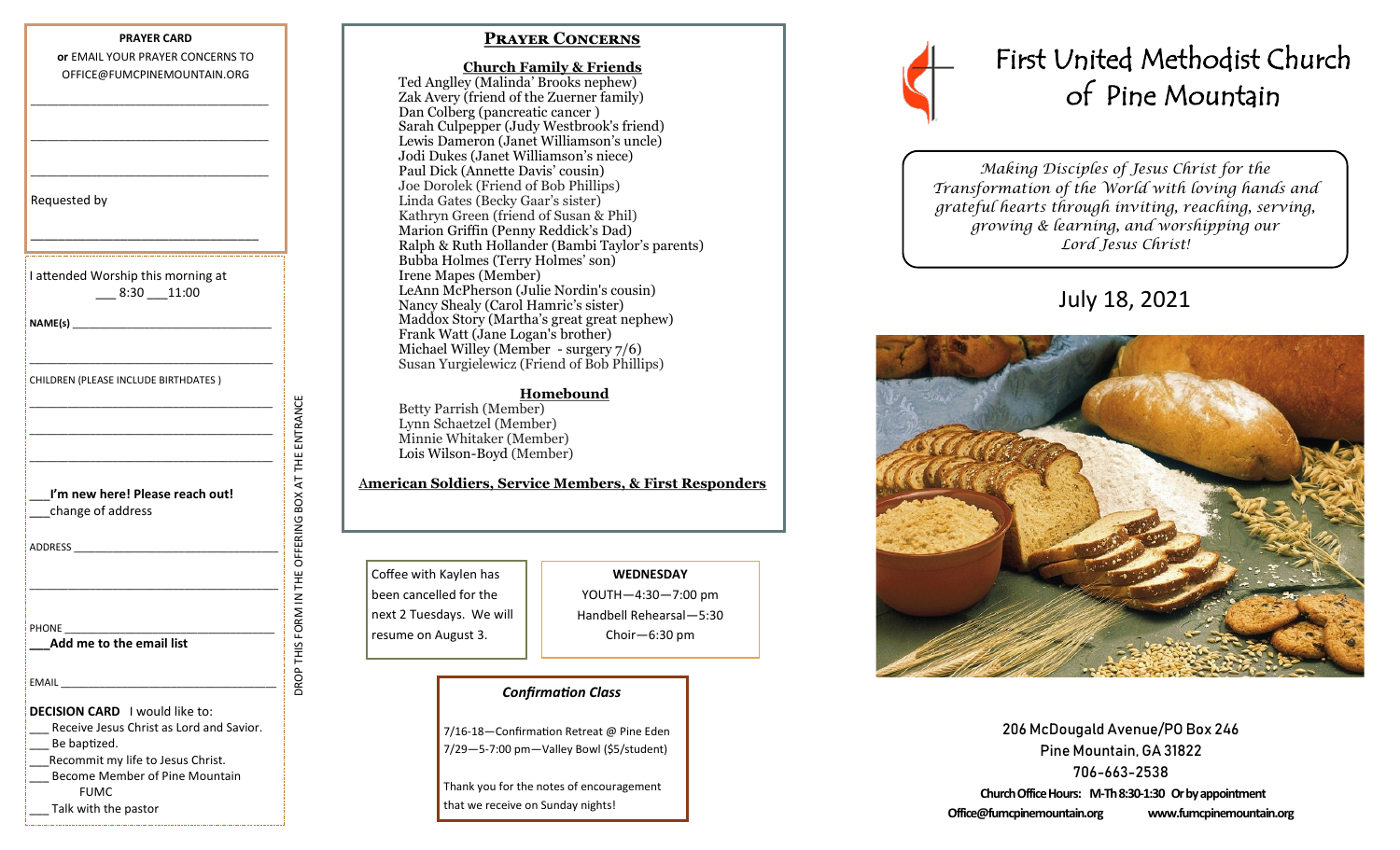**PRAYER CARD**

**or** EMAIL YOUR PRAYER CONCERNS TO OFFICE@FUMCPINEMOUNTAIN.ORG

\_\_\_\_\_\_\_\_\_\_\_\_\_\_\_\_\_\_\_\_\_\_\_\_\_\_\_\_\_\_\_\_\_\_\_\_

\_\_\_\_\_\_\_\_\_\_\_\_\_\_\_\_\_\_\_\_\_\_\_\_\_\_\_\_\_\_\_\_\_\_\_\_

\_\_\_\_\_\_\_\_\_\_\_\_\_\_\_\_\_\_\_\_\_\_\_\_\_\_\_\_\_\_\_\_\_\_\_\_

Requested by

\_\_\_\_\_\_\_\_\_\_\_\_\_\_\_\_\_\_\_\_\_\_\_\_\_\_\_\_\_\_\_\_\_\_\_\_

I attended Worship this morning at ___ 8:30 ___11:00

**NAME(s)** \_\_\_\_\_\_\_\_\_\_\_\_\_\_\_\_\_\_\_\_\_\_\_\_\_\_\_\_\_\_\_\_\_\_

\_\_\_\_\_\_\_\_\_\_\_\_\_\_\_\_\_\_\_\_\_\_\_\_\_\_\_\_\_\_\_\_\_\_\_\_

CHILDREN (PLEASE INCLUDE BIRTHDATES )

\_\_\_\_\_\_\_\_\_\_\_\_\_\_\_\_\_\_\_\_\_\_\_\_\_\_\_\_\_\_\_\_\_\_\_\_

\_\_\_\_\_\_\_\_\_\_\_\_\_\_\_\_\_\_\_\_\_\_\_\_\_\_\_\_\_\_\_\_\_\_\_\_

\_\_\_\_\_\_\_\_\_\_\_\_\_\_\_\_\_\_\_\_\_\_\_\_\_\_\_\_\_\_\_\_\_\_\_\_

___**I'm new here! Please reach out!**

___change of address

ADDRESS \_\_\_\_\_\_\_\_\_\_\_\_\_\_\_\_\_\_\_\_\_\_\_\_\_\_\_\_\_\_\_\_\_\_

\_\_\_\_\_\_\_\_\_\_\_\_\_\_\_\_\_\_\_\_\_\_\_\_\_\_\_\_\_\_\_\_\_\_\_\_

PHONE \_\_\_\_\_\_\_\_\_\_\_\_\_\_\_\_\_\_\_\_\_\_\_\_\_\_\_\_\_\_\_\_\_\_

___**Add me to the email list**

EMAIL \_\_\_\_\_\_\_\_\_\_\_\_\_\_\_\_\_\_\_\_\_\_\_\_\_\_\_\_\_\_\_\_\_\_

**DECISION CARD** I would like to:

___ Receive Jesus Christ as Lord and Savior.
___ Be baptized.
___Recommit my life to Jesus Christ.
___ Become Member of Pine Mountain FUMC
___ Talk with the pastor

DROP THIS FORM IN THE OFFERING BOX AT THE ENTRANCE

## PRAYER CONCERNS

### Church Family & Friends

Ted Anglley (Malinda' Brooks nephew)
Zak Avery (friend of the Zuerner family)
Dan Colberg (pancreatic cancer )
Sarah Culpepper (Judy Westbrook's friend)
Lewis Dameron (Janet Williamson's uncle)
Jodi Dukes (Janet Williamson's niece)
Paul Dick (Annette Davis' cousin)
Joe Dorolek (Friend of Bob Phillips)
Linda Gates (Becky Gaar's sister)
Kathryn Green (friend of Susan & Phil)
Marion Griffin (Penny Reddick's Dad)
Ralph & Ruth Hollander (Bambi Taylor's parents)
Bubba Holmes (Terry Holmes' son)
Irene Mapes (Member)
LeAnn McPherson (Julie Nordin's cousin)
Nancy Shealy (Carol Hamric's sister)
Maddox Story (Martha's great great nephew)
Frank Watt (Jane Logan's brother)
Michael Willey (Member - surgery 7/6)
Susan Yurgielewicz (Friend of Bob Phillips)

### Homebound

Betty Parrish (Member)
Lynn Schaetzel (Member)
Minnie Whitaker (Member)
Lois Wilson-Boyd (Member)

### American Soldiers, Service Members, & First Responders

Coffee with Kaylen has been cancelled for the next 2 Tuesdays. We will resume on August 3.

**WEDNESDAY**

YOUTH—4:30—7:00 pm
Handbell Rehearsal—5:30
Choir—6:30 pm

### *Confirmation Class*

7/16-18—Confirmation Retreat @ Pine Eden
7/29—5-7:00 pm—Valley Bowl ($5/student)

Thank you for the notes of encouragement that we receive on Sunday nights!

# First United Methodist Church of Pine Mountain

*Making Disciples of Jesus Christ for the Transformation of the World with loving hands and grateful hearts through inviting, reaching, serving, growing & learning, and worshipping our Lord Jesus Christ!*

## July 18, 2021

206 McDougald Avenue/PO Box 246
Pine Mountain, GA 31822
706-663-2538

**Church Office Hours: M-Th 8:30-1:30 Or by appointment**

**Office@fumcpinemountain.org www.fumcpinemountain.org**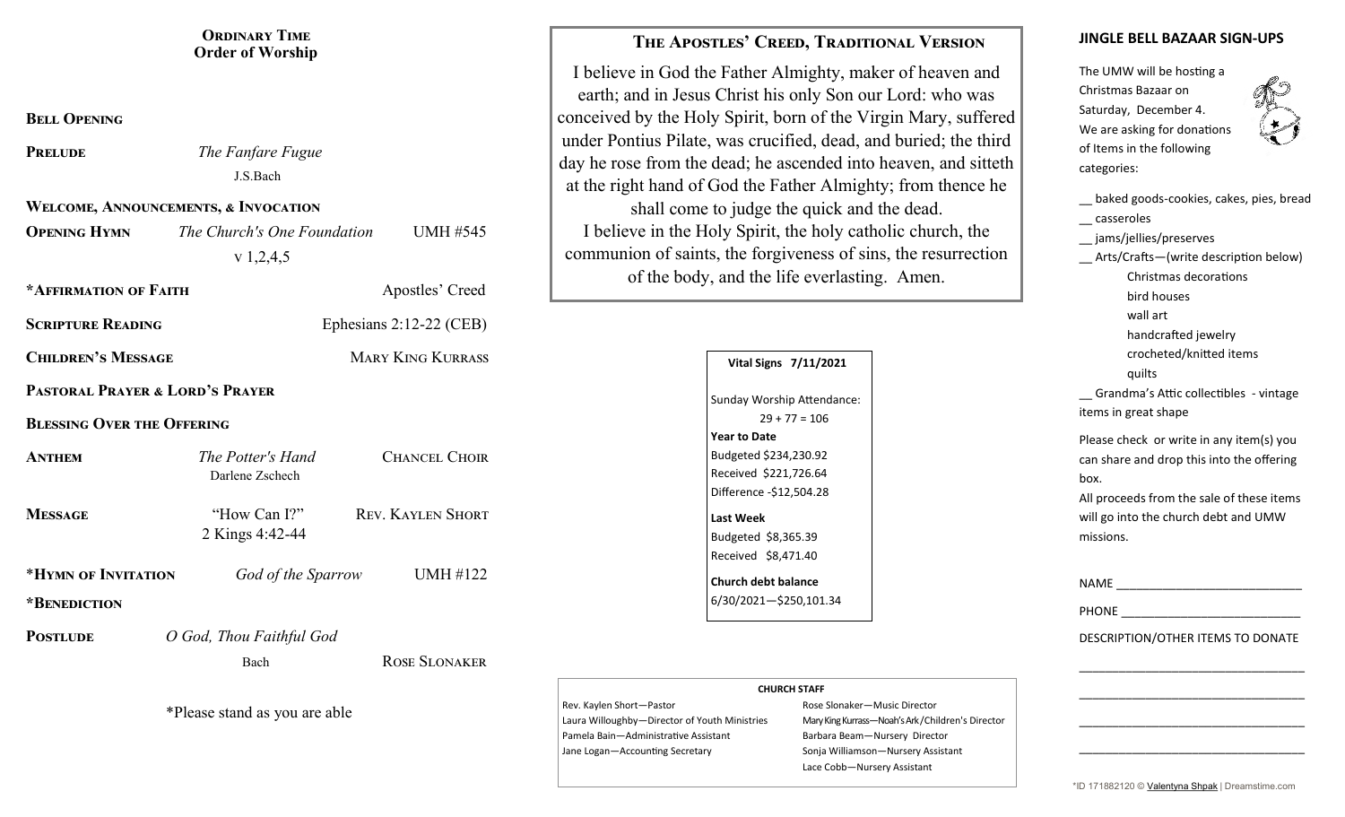## Ordinary Time
## Order of Worship

**Bell Opening**

**Prelude** *The Fanfare Fugue*
J.S.Bach

**Welcome, Announcements, & Invocation**

**Opening Hymn** *The Church's One Foundation* UMH #545
v 1,2,4,5

***Affirmation of Faith** Apostles' Creed

**Scripture Reading** Ephesians 2:12-22 (CEB)

**Children's Message** Mary King Kurrass

**Pastoral Prayer & Lord's Prayer**

**Blessing Over the Offering**

**Anthem** *The Potter's Hand* Chancel Choir
Darlene Zschech

**Message** "How Can I?" Rev. Kaylen Short
2 Kings 4:42-44

***Hymn of Invitation** *God of the Sparrow* UMH #122

***Benediction**

**Postlude** *O God, Thou Faithful God*
Bach Rose Slonaker

*Please stand as you are able

## The Apostles' Creed, Traditional Version

I believe in God the Father Almighty, maker of heaven and earth; and in Jesus Christ his only Son our Lord: who was conceived by the Holy Spirit, born of the Virgin Mary, suffered under Pontius Pilate, was crucified, dead, and buried; the third day he rose from the dead; he ascended into heaven, and sitteth at the right hand of God the Father Almighty; from thence he shall come to judge the quick and the dead.
I believe in the Holy Spirit, the holy catholic church, the communion of saints, the forgiveness of sins, the resurrection of the body, and the life everlasting. Amen.

**Vital Signs 7/11/2021**

Sunday Worship Attendance:
29 + 77 = 106

**Year to Date**
Budgeted $234,230.92
Received $221,726.64
Difference -$12,504.28

**Last Week**
Budgeted $8,365.39
Received $8,471.40

**Church debt balance**
6/30/2021—$250,101.34

**CHURCH STAFF**

Rev. Kaylen Short—Pastor
Laura Willoughby—Director of Youth Ministries
Pamela Bain—Administrative Assistant
Jane Logan—Accounting Secretary
Rose Slonaker—Music Director
Mary King Kurrass—Noah's Ark/Children's Director
Barbara Beam—Nursery Director
Sonja Williamson—Nursery Assistant
Lace Cobb—Nursery Assistant

## JINGLE BELL BAZAAR SIGN-UPS

The UMW will be hosting a Christmas Bazaar on Saturday, December 4. We are asking for donations of Items in the following categories:

__ baked goods-cookies, cakes, pies, bread
__ casseroles
__ jams/jellies/preserves
__ Arts/Crafts—(write description below)
- Christmas decorations
- bird houses
- wall art
- handcrafted jewelry
- crocheted/knitted items
- quilts

__ Grandma's Attic collectibles - vintage items in great shape

Please check or write in any item(s) you can share and drop this into the offering box.
All proceeds from the sale of these items will go into the church debt and UMW missions.

NAME ____________________________

PHONE ___________________________

DESCRIPTION/OTHER ITEMS TO DONATE

___________________________________

___________________________________

___________________________________

___________________________________

*ID 171882120 © Valentyna Shpak | Dreamstime.com